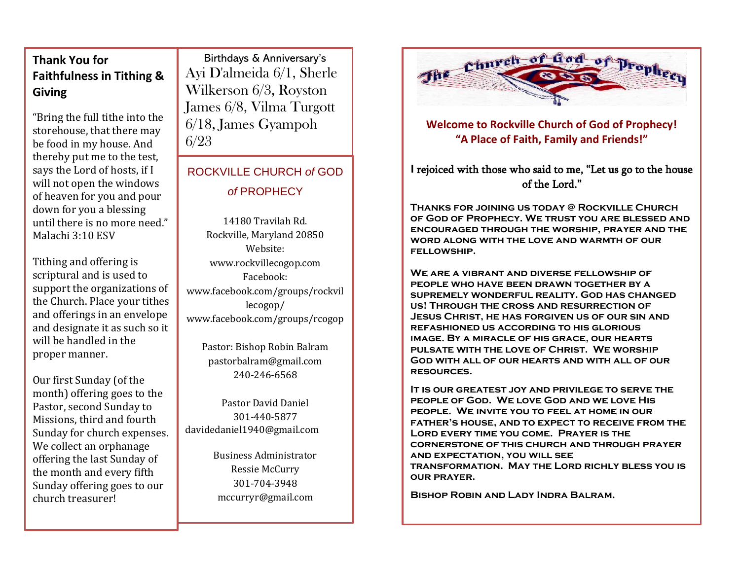## Thank You for Faithfulness in Tithing & Giving

"Bring the full tithe into the storehouse, that there may be food in my house. And thereby put me to the test, says the Lord of hosts, if I will not open the windows of heaven for you and pour down for you a blessing until there is no more need." Malachi 3:10 ESV

Tithing and offering is scriptural and is used to support the organizations of the Church. Place your tithes and offerings in an envelope and designate it as such so it will be handled in the proper manner.

Our first Sunday (of the month) offering goes to the Pastor, second Sunday to Missions, third and fourth Sunday for church expenses. We collect an orphanage offering the last Sunday of the month and every fifth Sunday offering goes to our church treasurer!

## Birthdays & Anniversary's

Ayi D'almeida 6/1, Sherle Wilkerson 6/3, Royston James 6/8, Vilma Turgott 6/18, James Gyampoh 6/23

## ROCKVILLE CHURCH *of* GOD *of* PROPHECY

14180 Travilah Rd.
Rockville, Maryland 20850
Website:
www.rockvillecogop.com
Facebook:
www.facebook.com/groups/rockvillecogop/
www.facebook.com/groups/rcogop

Pastor: Bishop Robin Balram
pastorbalram@gmail.com
240-246-6568

Pastor David Daniel
301-440-5877
davidedaniel1940@gmail.com

Business Administrator
Ressie McCurry
301-704-3948
mccurryr@gmail.com

The Church of God of Prophecy

**Welcome to Rockville Church of God of Prophecy!**
**"A Place of Faith, Family and Friends!"**

I rejoiced with those who said to me, "Let us go to the house of the Lord."

**Thanks for joining us today @ Rockville Church of God of Prophecy. We trust you are blessed and encouraged through the worship, prayer and the word along with the love and warmth of our fellowship.**

**We are a vibrant and diverse fellowship of people who have been drawn together by a supremely wonderful reality. God has changed us! Through the cross and resurrection of Jesus Christ, He has forgiven us of our sin and refashioned us according to His glorious image. By a miracle of His grace, our hearts pulsate with the love of Christ. We worship God with all of our hearts and with all of our resources.**

**It is our greatest joy and privilege to serve the people of God. We love God and we love His people. We invite you to feel at home in our Father's house, and to expect to receive from the Lord every time you come. Prayer is the cornerstone of this church and through prayer and expectation, you will see transformation. May the Lord richly bless you is our prayer.**

**Bishop Robin and Lady Indra Balram.**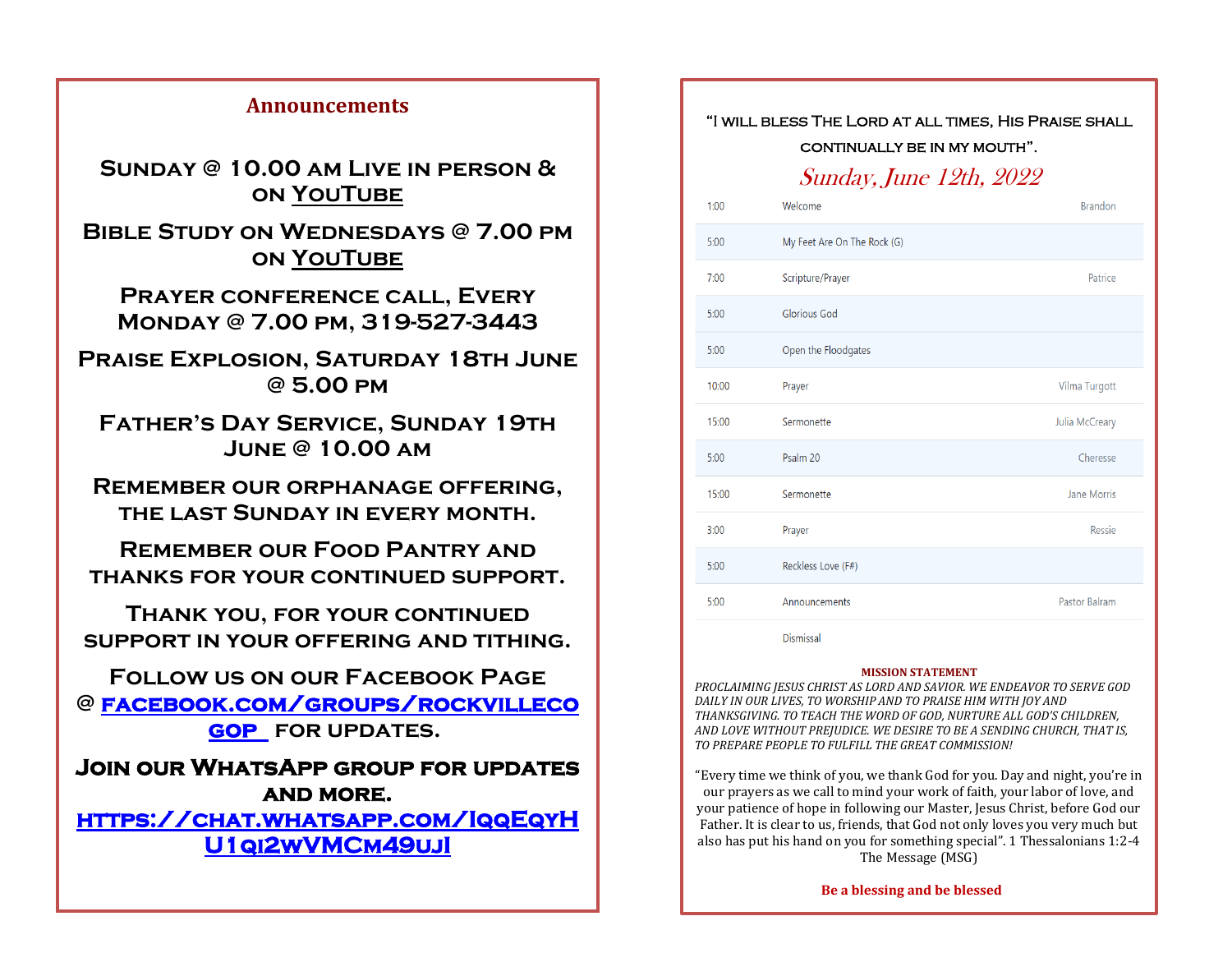## Announcements

**Sunday @ 10.00 am Live in person & on YouTube**

**Bible Study on Wednesdays @ 7.00 pm on YouTube**

**Prayer conference call, Every Monday @ 7.00 pm, 319-527-3443**

**Praise Explosion, Saturday 18th June @ 5.00 pm**

**Father's Day Service, Sunday 19th June @ 10.00 am**

**Remember our orphanage offering, the last Sunday in every month.**

**Remember our Food Pantry and thanks for your continued support.**

**Thank you, for your continued support in your offering and tithing.**

**Follow us on our Facebook Page @ facebook.com/groups/rockvillecogop for updates.**

**Join our WhatsApp group for updates and more. https://chat.whatsapp.com/IqqEqyHU1qi2wVMCm49uji**

"I will bless The Lord at all times, His Praise shall continually be in my mouth".

*Sunday, June 12th, 2022*

| | | |
|---|---|---|
| 1:00 | Welcome | Brandon |
| 5:00 | My Feet Are On The Rock (G) | |
| 7:00 | Scripture/Prayer | Patrice |
| 5:00 | Glorious God | |
| 5:00 | Open the Floodgates | |
| 10:00 | Prayer | Vilma Turgott |
| 15:00 | Sermonette | Julia McCreary |
| 5:00 | Psalm 20 | Cheresse |
| 15:00 | Sermonette | Jane Morris |
| 3:00 | Prayer | Ressie |
| 5:00 | Reckless Love (F#) | |
| 5:00 | Announcements | Pastor Balram |
| | Dismissal | |

**MISSION STATEMENT**

*PROCLAIMING JESUS CHRIST AS LORD AND SAVIOR. WE ENDEAVOR TO SERVE GOD DAILY IN OUR LIVES, TO WORSHIP AND TO PRAISE HIM WITH JOY AND THANKSGIVING. TO TEACH THE WORD OF GOD, NURTURE ALL GOD'S CHILDREN, AND LOVE WITHOUT PREJUDICE. WE DESIRE TO BE A SENDING CHURCH, THAT IS, TO PREPARE PEOPLE TO FULFILL THE GREAT COMMISSION!*

"Every time we think of you, we thank God for you. Day and night, you're in our prayers as we call to mind your work of faith, your labor of love, and your patience of hope in following our Master, Jesus Christ, before God our Father. It is clear to us, friends, that God not only loves you very much but also has put his hand on you for something special". 1 Thessalonians 1:2-4 The Message (MSG)

**Be a blessing and be blessed**